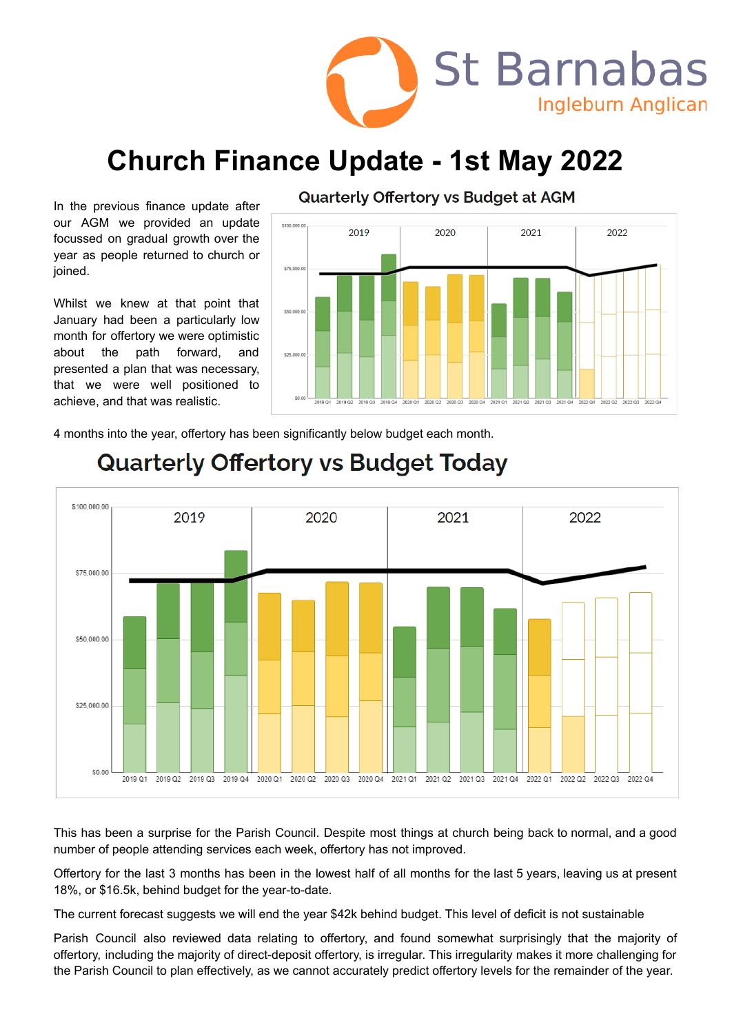# Church Finance Update - 1st May 2022

St Barnabas
Ingleburn Anglican

In the previous finance update after our AGM we provided an update focussed on gradual growth over the year as people returned to church or joined.

Whilst we knew at that point that January had been a particularly low month for offertory we were optimistic about the path forward, and presented a plan that was necessary, that we were well positioned to achieve, and that was realistic.

## Quarterly Offertory vs Budget at AGM

4 months into the year, offertory has been significantly below budget each month.

## Quarterly Offertory vs Budget Today

This has been a surprise for the Parish Council. Despite most things at church being back to normal, and a good number of people attending services each week, offertory has not improved.

Offertory for the last 3 months has been in the lowest half of all months for the last 5 years, leaving us at present 18%, or $16.5k, behind budget for the year-to-date.

The current forecast suggests we will end the year $42k behind budget. This level of deficit is not sustainable

Parish Council also reviewed data relating to offertory, and found somewhat surprisingly that the majority of offertory, including the majority of direct-deposit offertory, is irregular. This irregularity makes it more challenging for the Parish Council to plan effectively, as we cannot accurately predict offertory levels for the remainder of the year.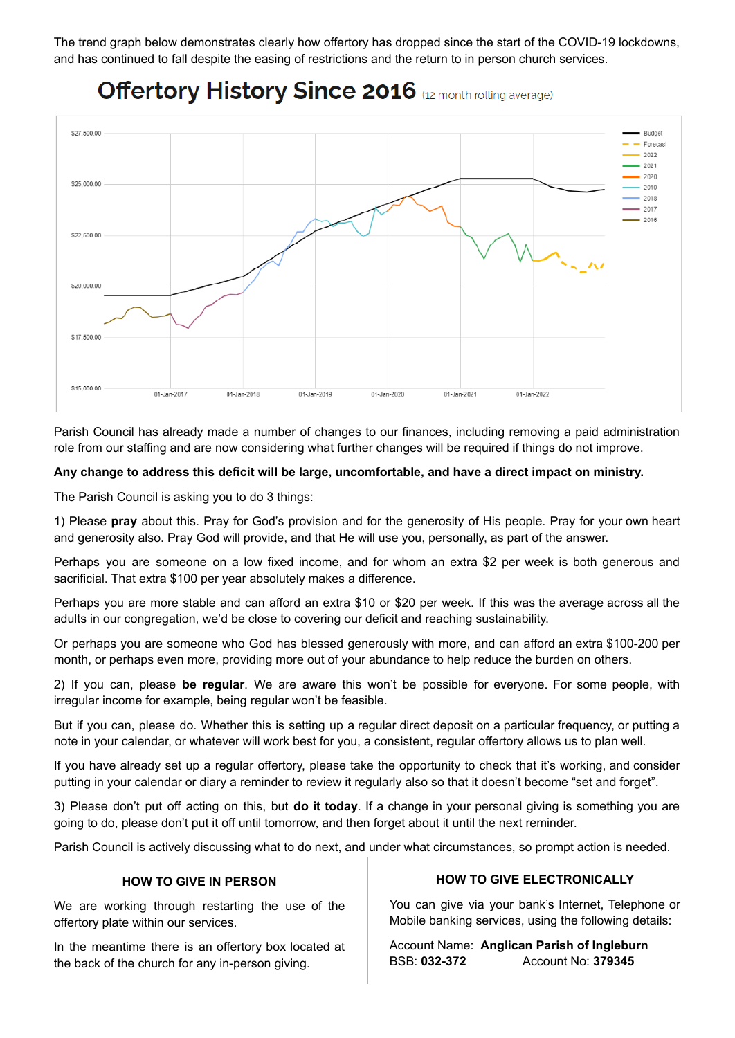The trend graph below demonstrates clearly how offertory has dropped since the start of the COVID-19 lockdowns, and has continued to fall despite the easing of restrictions and the return to in person church services.

**Offertory History Since 2016** (12 month rolling average)

$27,500.00
$25,000.00
$22,500.00
$20,000.00
$17,500.00
$15,000.00

01-Jan-2017
01-Jan-2018
01-Jan-2019
01-Jan-2020
01-Jan-2021
01-Jan-2022

Budget
Forecast
2022
2021
2020
2019
2018
2017
2016

Parish Council has already made a number of changes to our finances, including removing a paid administration role from our staffing and are now considering what further changes will be required if things do not improve.

**Any change to address this deficit will be large, uncomfortable, and have a direct impact on ministry.**

The Parish Council is asking you to do 3 things:

1) Please **pray** about this. Pray for God's provision and for the generosity of His people. Pray for your own heart and generosity also. Pray God will provide, and that He will use you, personally, as part of the answer.

Perhaps you are someone on a low fixed income, and for whom an extra $2 per week is both generous and sacrificial. That extra $100 per year absolutely makes a difference.

Perhaps you are more stable and can afford an extra $10 or $20 per week. If this was the average across all the adults in our congregation, we'd be close to covering our deficit and reaching sustainability.

Or perhaps you are someone who God has blessed generously with more, and can afford an extra $100-200 per month, or perhaps even more, providing more out of your abundance to help reduce the burden on others.

2) If you can, please **be regular**. We are aware this won't be possible for everyone. For some people, with irregular income for example, being regular won't be feasible.

But if you can, please do. Whether this is setting up a regular direct deposit on a particular frequency, or putting a note in your calendar, or whatever will work best for you, a consistent, regular offertory allows us to plan well.

If you have already set up a regular offertory, please take the opportunity to check that it's working, and consider putting in your calendar or diary a reminder to review it regularly also so that it doesn't become "set and forget".

3) Please don't put off acting on this, but **do it today**. If a change in your personal giving is something you are going to do, please don't put it off until tomorrow, and then forget about it until the next reminder.

Parish Council is actively discussing what to do next, and under what circumstances, so prompt action is needed.

### HOW TO GIVE IN PERSON

We are working through restarting the use of the offertory plate within our services.

In the meantime there is an offertory box located at the back of the church for any in-person giving.

### HOW TO GIVE ELECTRONICALLY

You can give via your bank's Internet, Telephone or Mobile banking services, using the following details:

Account Name: **Anglican Parish of Ingleburn**
BSB: **032-372** Account No: **379345**